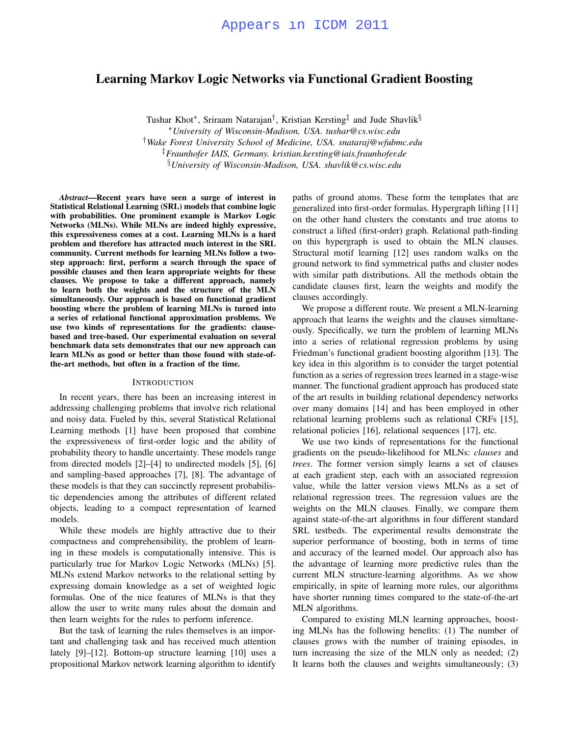Appears in ICDM 2011

# Learning Markov Logic Networks via Functional Gradient Boosting

Tushar Khot[∗], Sriraam Natarajan[†], Kristian Kersting[‡] and Jude Shavlik[§]

[∗]*University of Wisconsin-Madison, USA. tushar@cs.wisc.edu*
[†]*Wake Forest University School of Medicine, USA. snataraj@wfubmc.edu*
[‡]*Fraunhofer IAIS, Germany. kristian.kersting@iais.fraunhofer.de*
[§]*University of Wisconsin-Madison, USA. shavlik@cs.wisc.edu*

***Abstract*—Recent years have seen a surge of interest in Statistical Relational Learning (SRL) models that combine logic with probabilities. One prominent example is Markov Logic Networks (MLNs). While MLNs are indeed highly expressive, this expressiveness comes at a cost. Learning MLNs is a hard problem and therefore has attracted much interest in the SRL community. Current methods for learning MLNs follow a two-step approach: first, perform a search through the space of possible clauses and then learn appropriate weights for these clauses. We propose to take a different approach, namely to learn both the weights and the structure of the MLN simultaneously. Our approach is based on functional gradient boosting where the problem of learning MLNs is turned into a series of relational functional approximation problems. We use two kinds of representations for the gradients: clause-based and tree-based. Our experimental evaluation on several benchmark data sets demonstrates that our new approach can learn MLNs as good or better than those found with state-of-the-art methods, but often in a fraction of the time.**

## Introduction

In recent years, there has been an increasing interest in addressing challenging problems that involve rich relational and noisy data. Fueled by this, several Statistical Relational Learning methods [1] have been proposed that combine the expressiveness of first-order logic and the ability of probability theory to handle uncertainty. These models range from directed models [2]–[4] to undirected models [5], [6] and sampling-based approaches [7], [8]. The advantage of these models is that they can succinctly represent probabilistic dependencies among the attributes of different related objects, leading to a compact representation of learned models.

While these models are highly attractive due to their compactness and comprehensibility, the problem of learning in these models is computationally intensive. This is particularly true for Markov Logic Networks (MLNs) [5]. MLNs extend Markov networks to the relational setting by expressing domain knowledge as a set of weighted logic formulas. One of the nice features of MLNs is that they allow the user to write many rules about the domain and then learn weights for the rules to perform inference.

But the task of learning the rules themselves is an important and challenging task and has received much attention lately [9]–[12]. Bottom-up structure learning [10] uses a propositional Markov network learning algorithm to identify paths of ground atoms. These form the templates that are generalized into first-order formulas. Hypergraph lifting [11] on the other hand clusters the constants and true atoms to construct a lifted (first-order) graph. Relational path-finding on this hypergraph is used to obtain the MLN clauses. Structural motif learning [12] uses random walks on the ground network to find symmetrical paths and cluster nodes with similar path distributions. All the methods obtain the candidate clauses first, learn the weights and modify the clauses accordingly.

We propose a different route. We present a MLN-learning approach that learns the weights and the clauses simultaneously. Specifically, we turn the problem of learning MLNs into a series of relational regression problems by using Friedman's functional gradient boosting algorithm [13]. The key idea in this algorithm is to consider the target potential function as a series of regression trees learned in a stage-wise manner. The functional gradient approach has produced state of the art results in building relational dependency networks over many domains [14] and has been employed in other relational learning problems such as relational CRFs [15], relational policies [16], relational sequences [17], etc.

We use two kinds of representations for the functional gradients on the pseudo-likelihood for MLNs: *clauses* and *trees*. The former version simply learns a set of clauses at each gradient step, each with an associated regression value, while the latter version views MLNs as a set of relational regression trees. The regression values are the weights on the MLN clauses. Finally, we compare them against state-of-the-art algorithms in four different standard SRL testbeds. The experimental results demonstrate the superior performance of boosting, both in terms of time and accuracy of the learned model. Our approach also has the advantage of learning more predictive rules than the current MLN structure-learning algorithms. As we show empirically, in spite of learning more rules, our algorithms have shorter running times compared to the state-of-the-art MLN algorithms.

Compared to existing MLN learning approaches, boosting MLNs has the following benefits: (1) The number of clauses grows with the number of training episodes, in turn increasing the size of the MLN only as needed; (2) It learns both the clauses and weights simultaneously; (3)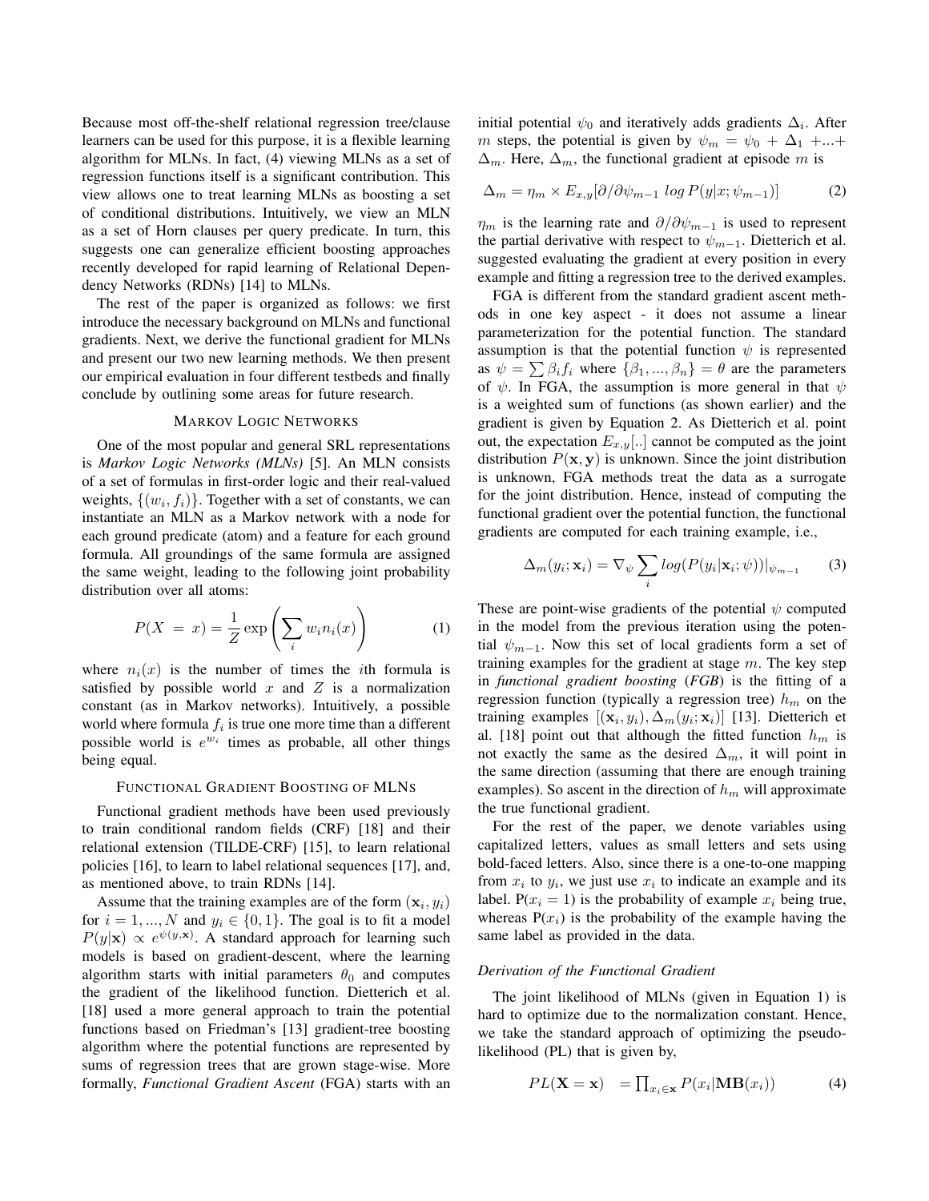Because most off-the-shelf relational regression tree/clause learners can be used for this purpose, it is a flexible learning algorithm for MLNs. In fact, (4) viewing MLNs as a set of regression functions itself is a significant contribution. This view allows one to treat learning MLNs as boosting a set of conditional distributions. Intuitively, we view an MLN as a set of Horn clauses per query predicate. In turn, this suggests one can generalize efficient boosting approaches recently developed for rapid learning of Relational Dependency Networks (RDNs) [14] to MLNs.

The rest of the paper is organized as follows: we first introduce the necessary background on MLNs and functional gradients. Next, we derive the functional gradient for MLNs and present our two new learning methods. We then present our empirical evaluation in four different testbeds and finally conclude by outlining some areas for future research.

## Markov Logic Networks

One of the most popular and general SRL representations is *Markov Logic Networks (MLNs)* [5]. An MLN consists of a set of formulas in first-order logic and their real-valued weights, $\{(w_i, f_i)\}$. Together with a set of constants, we can instantiate an MLN as a Markov network with a node for each ground predicate (atom) and a feature for each ground formula. All groundings of the same formula are assigned the same weight, leading to the following joint probability distribution over all atoms:

$$P(X = x) = \frac{1}{Z} \exp\left(\sum_i w_i n_i(x)\right) \quad (1)$$

where $n_i(x)$ is the number of times the $i$th formula is satisfied by possible world $x$ and $Z$ is a normalization constant (as in Markov networks). Intuitively, a possible world where formula $f_i$ is true one more time than a different possible world is $e^{w_i}$ times as probable, all other things being equal.

## Functional Gradient Boosting of MLNs

Functional gradient methods have been used previously to train conditional random fields (CRF) [18] and their relational extension (TILDE-CRF) [15], to learn relational policies [16], to learn to label relational sequences [17], and, as mentioned above, to train RDNs [14].

Assume that the training examples are of the form $(\mathbf{x}_i, y_i)$ for $i = 1, ..., N$ and $y_i \in \{0, 1\}$. The goal is to fit a model $P(y|\mathbf{x}) \propto e^{\psi(y,\mathbf{x})}$. A standard approach for learning such models is based on gradient-descent, where the learning algorithm starts with initial parameters $\theta_0$ and computes the gradient of the likelihood function. Dietterich et al. [18] used a more general approach to train the potential functions based on Friedman's [13] gradient-tree boosting algorithm where the potential functions are represented by sums of regression trees that are grown stage-wise. More formally, *Functional Gradient Ascent* (FGA) starts with an initial potential $\psi_0$ and iteratively adds gradients $\Delta_i$. After $m$ steps, the potential is given by $\psi_m = \psi_0 + \Delta_1 + ... + \Delta_m$. Here, $\Delta_m$, the functional gradient at episode $m$ is

$$\Delta_m = \eta_m \times E_{x,y}[\partial/\partial\psi_{m-1} \; log\, P(y|x; \psi_{m-1})] \quad (2)$$

$\eta_m$ is the learning rate and $\partial/\partial\psi_{m-1}$ is used to represent the partial derivative with respect to $\psi_{m-1}$. Dietterich et al. suggested evaluating the gradient at every position in every example and fitting a regression tree to the derived examples.

FGA is different from the standard gradient ascent methods in one key aspect - it does not assume a linear parameterization for the potential function. The standard assumption is that the potential function $\psi$ is represented as $\psi = \sum \beta_i f_i$ where $\{\beta_1, ..., \beta_n\} = \theta$ are the parameters of $\psi$. In FGA, the assumption is more general in that $\psi$ is a weighted sum of functions (as shown earlier) and the gradient is given by Equation 2. As Dietterich et al. point out, the expectation $E_{x,y}[..]$ cannot be computed as the joint distribution $P(\mathbf{x}, \mathbf{y})$ is unknown. Since the joint distribution is unknown, FGA methods treat the data as a surrogate for the joint distribution. Hence, instead of computing the functional gradient over the potential function, the functional gradients are computed for each training example, i.e.,

$$\Delta_m(y_i; \mathbf{x}_i) = \nabla_\psi \sum_i log(P(y_i|\mathbf{x}_i; \psi))|_{\psi_{m-1}} \quad (3)$$

These are point-wise gradients of the potential $\psi$ computed in the model from the previous iteration using the potential $\psi_{m-1}$. Now this set of local gradients form a set of training examples for the gradient at stage $m$. The key step in *functional gradient boosting* (*FGB*) is the fitting of a regression function (typically a regression tree) $h_m$ on the training examples $[(\mathbf{x}_i, y_i), \Delta_m(y_i; \mathbf{x}_i)]$ [13]. Dietterich et al. [18] point out that although the fitted function $h_m$ is not exactly the same as the desired $\Delta_m$, it will point in the same direction (assuming that there are enough training examples). So ascent in the direction of $h_m$ will approximate the true functional gradient.

For the rest of the paper, we denote variables using capitalized letters, values as small letters and sets using bold-faced letters. Also, since there is a one-to-one mapping from $x_i$ to $y_i$, we just use $x_i$ to indicate an example and its label. $P(x_i = 1)$ is the probability of example $x_i$ being true, whereas $P(x_i)$ is the probability of the example having the same label as provided in the data.

### Derivation of the Functional Gradient

The joint likelihood of MLNs (given in Equation 1) is hard to optimize due to the normalization constant. Hence, we take the standard approach of optimizing the pseudo-likelihood (PL) that is given by,

$$PL(\mathbf{X} = \mathbf{x}) \;\; = \prod_{x_i \in \mathbf{x}} P(x_i|\mathbf{MB}(x_i)) \quad (4)$$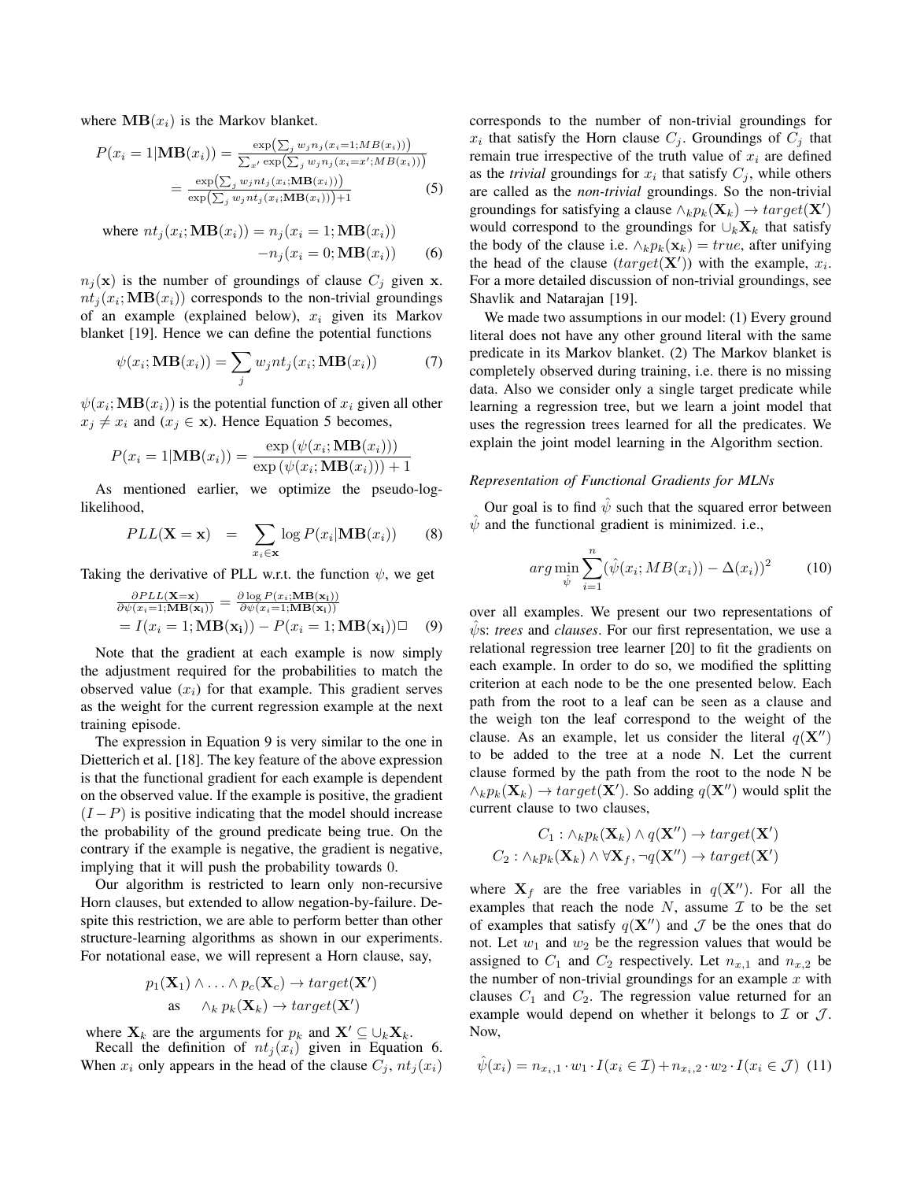where $\mathbf{MB}(x_i)$ is the Markov blanket.

$$
\begin{aligned}
P(x_i = 1|\mathbf{MB}(x_i)) &= \frac{\exp\left(\sum_j w_j n_j(x_i{=}1; MB(x_i))\right)}{\sum_{x'} \exp\left(\sum_j w_j n_j(x_i{=}x'; MB(x_i))\right)} \\
&= \frac{\exp\left(\sum_j w_j nt_j(x_i; \mathbf{MB}(x_i))\right)}{\exp\left(\sum_j w_j nt_j(x_i; \mathbf{MB}(x_i))\right)+1}
\end{aligned} \tag{5}
$$

$$
\text{where } nt_j(x_i; \mathbf{MB}(x_i)) = n_j(x_i = 1; \mathbf{MB}(x_i)) - n_j(x_i = 0; \mathbf{MB}(x_i)) \tag{6}
$$

$n_j(\mathbf{x})$ is the number of groundings of clause $C_j$ given $\mathbf{x}$. $nt_j(x_i; \mathbf{MB}(x_i))$ corresponds to the non-trivial groundings of an example (explained below), $x_i$ given its Markov blanket [19]. Hence we can define the potential functions

$$
\psi(x_i; \mathbf{MB}(x_i)) = \sum_j w_j nt_j(x_i; \mathbf{MB}(x_i)) \tag{7}
$$

$\psi(x_i; \mathbf{MB}(x_i))$ is the potential function of $x_i$ given all other $x_j \neq x_i$ and $(x_j \in \mathbf{x})$. Hence Equation 5 becomes,

$$
P(x_i = 1|\mathbf{MB}(x_i)) = \frac{\exp\left(\psi(x_i; \mathbf{MB}(x_i))\right)}{\exp\left(\psi(x_i; \mathbf{MB}(x_i))\right)+1}
$$

As mentioned earlier, we optimize the pseudo-log-likelihood,

$$
PLL(\mathbf{X} = \mathbf{x}) = \sum_{x_i \in \mathbf{x}} \log P(x_i|\mathbf{MB}(x_i)) \tag{8}
$$

Taking the derivative of PLL w.r.t. the function $\psi$, we get

$$
\begin{aligned}
\frac{\partial PLL(\mathbf{X}{=}\mathbf{x})}{\partial \psi(x_i{=}1; \mathbf{MB}(\mathbf{x_i}))} &= \frac{\partial \log P(x_i; \mathbf{MB}(\mathbf{x_i}))}{\partial \psi(x_i{=}1; \mathbf{MB}(\mathbf{x_i}))} \\
&= I(x_i = 1; \mathbf{MB}(\mathbf{x_i})) - P(x_i = 1; \mathbf{MB}(\mathbf{x_i})) \square
\end{aligned} \tag{9}
$$

Note that the gradient at each example is now simply the adjustment required for the probabilities to match the observed value ($x_i$) for that example. This gradient serves as the weight for the current regression example at the next training episode.

The expression in Equation 9 is very similar to the one in Dietterich et al. [18]. The key feature of the above expression is that the functional gradient for each example is dependent on the observed value. If the example is positive, the gradient $(I - P)$ is positive indicating that the model should increase the probability of the ground predicate being true. On the contrary if the example is negative, the gradient is negative, implying that it will push the probability towards 0.

Our algorithm is restricted to learn only non-recursive Horn clauses, but extended to allow negation-by-failure. Despite this restriction, we are able to perform better than other structure-learning algorithms as shown in our experiments. For notational ease, we will represent a Horn clause, say,

$$
\begin{aligned}
p_1(\mathbf{X}_1) \wedge \ldots \wedge p_c(\mathbf{X}_c) &\rightarrow target(\mathbf{X}') \\
\text{as} \quad \wedge_k\, p_k(\mathbf{X}_k) &\rightarrow target(\mathbf{X}')
\end{aligned}
$$

where $\mathbf{X}_k$ are the arguments for $p_k$ and $\mathbf{X}' \subseteq \cup_k \mathbf{X}_k$.

Recall the definition of $nt_j(x_i)$ given in Equation 6. When $x_i$ only appears in the head of the clause $C_j$, $nt_j(x_i)$ corresponds to the number of non-trivial groundings for $x_i$ that satisfy the Horn clause $C_j$. Groundings of $C_j$ that remain true irrespective of the truth value of $x_i$ are defined as the *trivial* groundings for $x_i$ that satisfy $C_j$, while others are called as the *non-trivial* groundings. So the non-trivial groundings for satisfying a clause $\wedge_k p_k(\mathbf{X}_k) \rightarrow target(\mathbf{X}')$ would correspond to the groundings for $\cup_k \mathbf{X}_k$ that satisfy the body of the clause i.e. $\wedge_k p_k(\mathbf{x}_k) = true$, after unifying the head of the clause ($target(\mathbf{X}')$) with the example, $x_i$. For a more detailed discussion of non-trivial groundings, see Shavlik and Natarajan [19].

We made two assumptions in our model: (1) Every ground literal does not have any other ground literal with the same predicate in its Markov blanket. (2) The Markov blanket is completely observed during training, i.e. there is no missing data. Also we consider only a single target predicate while learning a regression tree, but we learn a joint model that uses the regression trees learned for all the predicates. We explain the joint model learning in the Algorithm section.

### *Representation of Functional Gradients for MLNs*

Our goal is to find $\hat{\psi}$ such that the squared error between $\hat{\psi}$ and the functional gradient is minimized. i.e.,

$$
arg\min_{\hat{\psi}} \sum_{i=1}^{n} (\hat{\psi}(x_i; MB(x_i)) - \Delta(x_i))^2 \tag{10}
$$

over all examples. We present our two representations of $\hat{\psi}$s: *trees* and *clauses*. For our first representation, we use a relational regression tree learner [20] to fit the gradients on each example. In order to do so, we modified the splitting criterion at each node to be the one presented below. Each path from the root to a leaf can be seen as a clause and the weigh ton the leaf correspond to the weight of the clause. As an example, let us consider the literal $q(\mathbf{X}'')$ to be added to the tree at a node N. Let the current clause formed by the path from the root to the node N be $\wedge_k p_k(\mathbf{X}_k) \rightarrow target(\mathbf{X}')$. So adding $q(\mathbf{X}'')$ would split the current clause to two clauses,

$$
\begin{aligned}
C_1 &: \wedge_k p_k(\mathbf{X}_k) \wedge q(\mathbf{X}'') \rightarrow target(\mathbf{X}') \\
C_2 &: \wedge_k p_k(\mathbf{X}_k) \wedge \forall \mathbf{X}_f, \neg q(\mathbf{X}'') \rightarrow target(\mathbf{X}')
\end{aligned}
$$

where $\mathbf{X}_f$ are the free variables in $q(\mathbf{X}'')$. For all the examples that reach the node $N$, assume $\mathcal{I}$ to be the set of examples that satisfy $q(\mathbf{X}'')$ and $\mathcal{J}$ be the ones that do not. Let $w_1$ and $w_2$ be the regression values that would be assigned to $C_1$ and $C_2$ respectively. Let $n_{x,1}$ and $n_{x,2}$ be the number of non-trivial groundings for an example $x$ with clauses $C_1$ and $C_2$. The regression value returned for an example would depend on whether it belongs to $\mathcal{I}$ or $\mathcal{J}$. Now,

$$
\hat{\psi}(x_i) = n_{x_i,1} \cdot w_1 \cdot I(x_i \in \mathcal{I}) + n_{x_i,2} \cdot w_2 \cdot I(x_i \in \mathcal{J}) \tag{11}
$$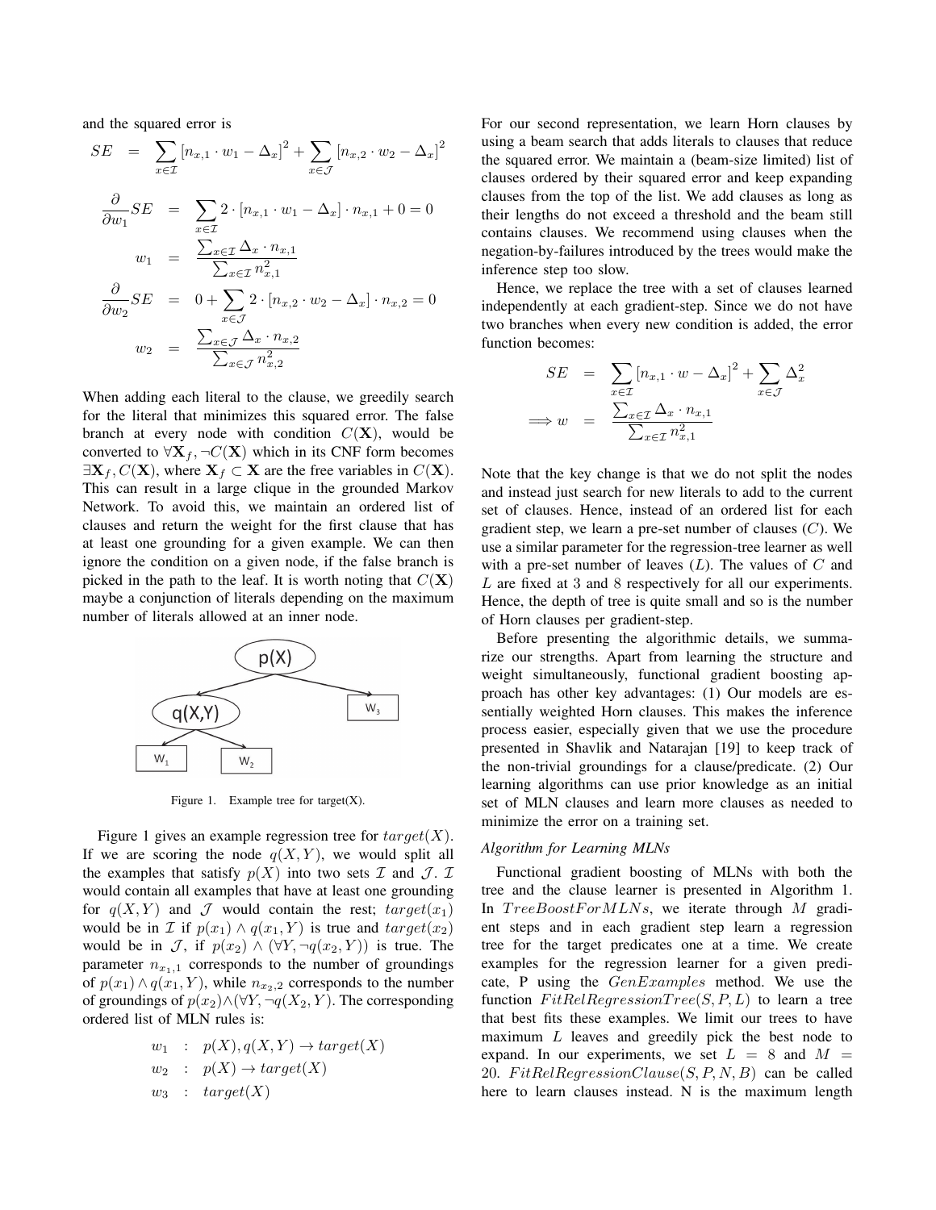and the squared error is

$$
\begin{aligned}
SE &= \sum_{x \in \mathcal{I}} [n_{x,1} \cdot w_1 - \Delta_x]^2 + \sum_{x \in \mathcal{J}} [n_{x,2} \cdot w_2 - \Delta_x]^2 \\
\frac{\partial}{\partial w_1} SE &= \sum_{x \in \mathcal{I}} 2 \cdot [n_{x,1} \cdot w_1 - \Delta_x] \cdot n_{x,1} + 0 = 0 \\
w_1 &= \frac{\sum_{x \in \mathcal{I}} \Delta_x \cdot n_{x,1}}{\sum_{x \in \mathcal{I}} n_{x,1}^2} \\
\frac{\partial}{\partial w_2} SE &= 0 + \sum_{x \in \mathcal{J}} 2 \cdot [n_{x,2} \cdot w_2 - \Delta_x] \cdot n_{x,2} = 0 \\
w_2 &= \frac{\sum_{x \in \mathcal{J}} \Delta_x \cdot n_{x,2}}{\sum_{x \in \mathcal{J}} n_{x,2}^2}
\end{aligned}
$$

When adding each literal to the clause, we greedily search for the literal that minimizes this squared error. The false branch at every node with condition $C(\mathbf{X})$, would be converted to $\forall \mathbf{X}_f, \neg C(\mathbf{X})$ which in its CNF form becomes $\exists \mathbf{X}_f, C(\mathbf{X})$, where $\mathbf{X}_f \subset \mathbf{X}$ are the free variables in $C(\mathbf{X})$. This can result in a large clique in the grounded Markov Network. To avoid this, we maintain an ordered list of clauses and return the weight for the first clause that has at least one grounding for a given example. We can then ignore the condition on a given node, if the false branch is picked in the path to the leaf. It is worth noting that $C(\mathbf{X})$ maybe a conjunction of literals depending on the maximum number of literals allowed at an inner node.

Figure 1. Example tree for target(X).

Figure 1 gives an example regression tree for $target(X)$. If we are scoring the node $q(X,Y)$, we would split all the examples that satisfy $p(X)$ into two sets $\mathcal{I}$ and $\mathcal{J}$. $\mathcal{I}$ would contain all examples that have at least one grounding for $q(X,Y)$ and $\mathcal{J}$ would contain the rest; $target(x_1)$ would be in $\mathcal{I}$ if $p(x_1) \wedge q(x_1, Y)$ is true and $target(x_2)$ would be in $\mathcal{J}$, if $p(x_2) \wedge (\forall Y, \neg q(x_2, Y))$ is true. The parameter $n_{x_1,1}$ corresponds to the number of groundings of $p(x_1) \wedge q(x_1, Y)$, while $n_{x_2,2}$ corresponds to the number of groundings of $p(x_2) \wedge (\forall Y, \neg q(X_2, Y)$. The corresponding ordered list of MLN rules is:

$$
\begin{aligned}
w_1 &: p(X), q(X,Y) \rightarrow target(X) \\
w_2 &: p(X) \rightarrow target(X) \\
w_3 &: target(X)
\end{aligned}
$$

For our second representation, we learn Horn clauses by using a beam search that adds literals to clauses that reduce the squared error. We maintain a (beam-size limited) list of clauses ordered by their squared error and keep expanding clauses from the top of the list. We add clauses as long as their lengths do not exceed a threshold and the beam still contains clauses. We recommend using clauses when the negation-by-failures introduced by the trees would make the inference step too slow.

Hence, we replace the tree with a set of clauses learned independently at each gradient-step. Since we do not have two branches when every new condition is added, the error function becomes:

$$
\begin{aligned}
SE &= \sum_{x \in \mathcal{I}} [n_{x,1} \cdot w - \Delta_x]^2 + \sum_{x \in \mathcal{J}} \Delta_x^2 \\
\implies w &= \frac{\sum_{x \in \mathcal{I}} \Delta_x \cdot n_{x,1}}{\sum_{x \in \mathcal{I}} n_{x,1}^2}
\end{aligned}
$$

Note that the key change is that we do not split the nodes and instead just search for new literals to add to the current set of clauses. Hence, instead of an ordered list for each gradient step, we learn a pre-set number of clauses ($C$). We use a similar parameter for the regression-tree learner as well with a pre-set number of leaves ($L$). The values of $C$ and $L$ are fixed at 3 and 8 respectively for all our experiments. Hence, the depth of tree is quite small and so is the number of Horn clauses per gradient-step.

Before presenting the algorithmic details, we summarize our strengths. Apart from learning the structure and weight simultaneously, functional gradient boosting approach has other key advantages: (1) Our models are essentially weighted Horn clauses. This makes the inference process easier, especially given that we use the procedure presented in Shavlik and Natarajan [19] to keep track of the non-trivial groundings for a clause/predicate. (2) Our learning algorithms can use prior knowledge as an initial set of MLN clauses and learn more clauses as needed to minimize the error on a training set.

*Algorithm for Learning MLNs*

Functional gradient boosting of MLNs with both the tree and the clause learner is presented in Algorithm 1. In $TreeBoostForMLNs$, we iterate through $M$ gradient steps and in each gradient step learn a regression tree for the target predicates one at a time. We create examples for the regression learner for a given predicate, P using the $GenExamples$ method. We use the function $FitRelRegressionTree(S, P, L)$ to learn a tree that best fits these examples. We limit our trees to have maximum $L$ leaves and greedily pick the best node to expand. In our experiments, we set $L = 8$ and $M = 20$. $FitRelRegressionClause(S, P, N, B)$ can be called here to learn clauses instead. N is the maximum length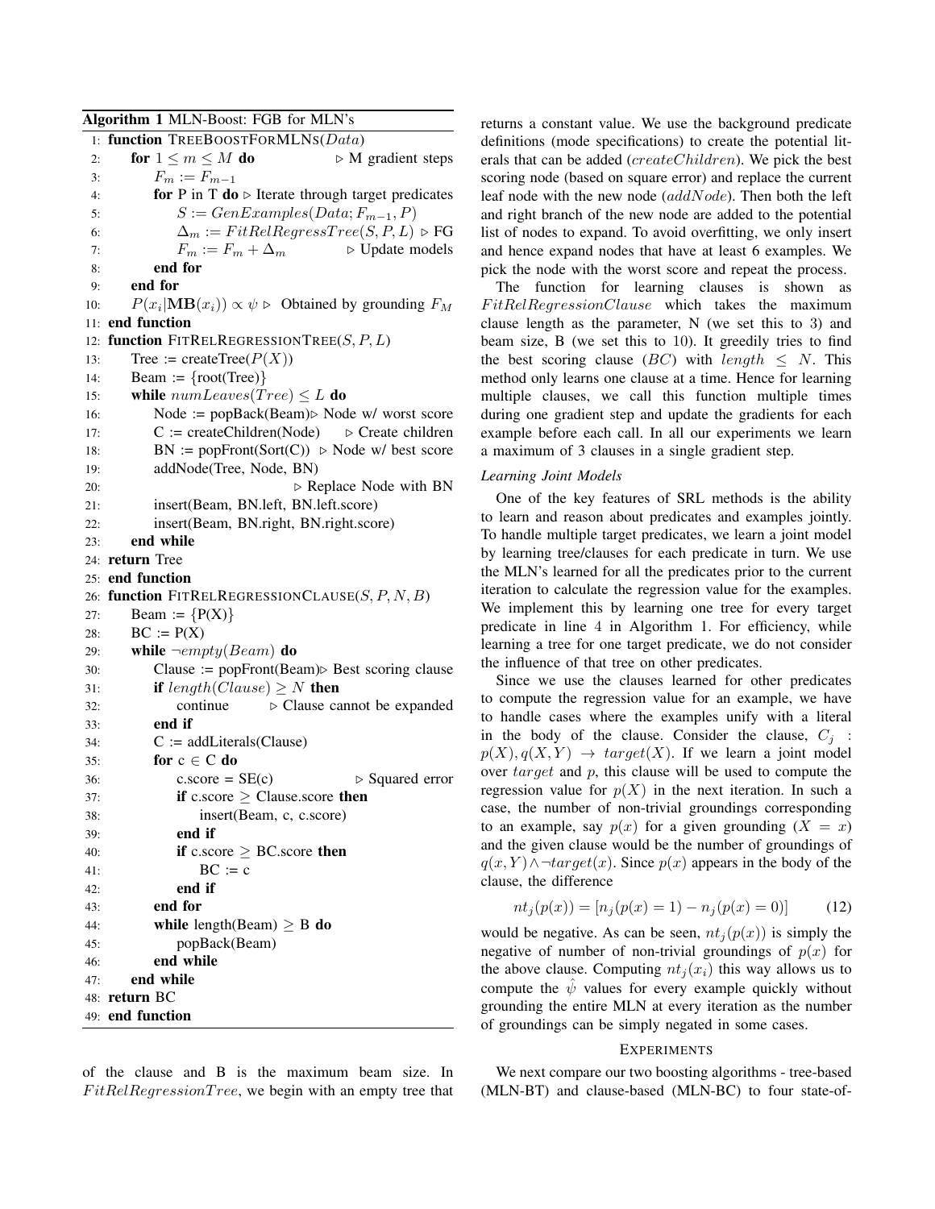**Algorithm 1** MLN-Boost: FGB for MLN's

```
1: function TREEBOOSTFORMLNS(Data)
2:     for 1 ≤ m ≤ M do                          ▷ M gradient steps
3:         F_m := F_{m-1}
4:         for P in T do ▷ Iterate through target predicates
5:             S := GenExamples(Data; F_{m-1}, P)
6:             Δ_m := FitRelRegressTree(S, P, L) ▷ FG
7:             F_m := F_m + Δ_m                   ▷ Update models
8:         end for
9:     end for
10:    P(x_i|MB(x_i)) ∝ ψ ▷ Obtained by grounding F_M
11: end function
12: function FITRELREGRESSIONTREE(S, P, L)
13:     Tree := createTree(P(X))
14:     Beam := {root(Tree)}
15:     while numLeaves(Tree) ≤ L do
16:         Node := popBack(Beam)▷ Node w/ worst score
17:         C := createChildren(Node)    ▷ Create children
18:         BN := popFront(Sort(C))  ▷ Node w/ best score
19:         addNode(Tree, Node, BN)
20:                                   ▷ Replace Node with BN
21:         insert(Beam, BN.left, BN.left.score)
22:         insert(Beam, BN.right, BN.right.score)
23:     end while
24: return Tree
25: end function
26: function FITRELREGRESSIONCLAUSE(S, P, N, B)
27:     Beam := {P(X)}
28:     BC := P(X)
29:     while ¬empty(Beam) do
30:         Clause := popFront(Beam)▷ Best scoring clause
31:         if length(Clause) ≥ N then
32:             continue        ▷ Clause cannot be expanded
33:         end if
34:         C := addLiterals(Clause)
35:         for c ∈ C do
36:             c.score = SE(c)                ▷ Squared error
37:             if c.score ≥ Clause.score then
38:                 insert(Beam, c, c.score)
39:             end if
40:             if c.score ≥ BC.score then
41:                 BC := c
42:             end if
43:         end for
44:         while length(Beam) ≥ B do
45:             popBack(Beam)
46:         end while
47:     end while
48: return BC
49: end function
```

of the clause and B is the maximum beam size. In $FitRelRegressionTree$, we begin with an empty tree that returns a constant value. We use the background predicate definitions (mode specifications) to create the potential literals that can be added ($createChildren$). We pick the best scoring node (based on square error) and replace the current leaf node with the new node ($addNode$). Then both the left and right branch of the new node are added to the potential list of nodes to expand. To avoid overfitting, we only insert and hence expand nodes that have at least 6 examples. We pick the node with the worst score and repeat the process.

The function for learning clauses is shown as $FitRelRegressionClause$ which takes the maximum clause length as the parameter, N (we set this to 3) and beam size, B (we set this to 10). It greedily tries to find the best scoring clause ($BC$) with $length \leq N$. This method only learns one clause at a time. Hence for learning multiple clauses, we call this function multiple times during one gradient step and update the gradients for each example before each call. In all our experiments we learn a maximum of 3 clauses in a single gradient step.

*Learning Joint Models*

One of the key features of SRL methods is the ability to learn and reason about predicates and examples jointly. To handle multiple target predicates, we learn a joint model by learning tree/clauses for each predicate in turn. We use the MLN's learned for all the predicates prior to the current iteration to calculate the regression value for the examples. We implement this by learning one tree for every target predicate in line 4 in Algorithm 1. For efficiency, while learning a tree for one target predicate, we do not consider the influence of that tree on other predicates.

Since we use the clauses learned for other predicates to compute the regression value for an example, we have to handle cases where the examples unify with a literal in the body of the clause. Consider the clause, $C_j$ : $p(X), q(X,Y) \rightarrow target(X)$. If we learn a joint model over $target$ and $p$, this clause will be used to compute the regression value for $p(X)$ in the next iteration. In such a case, the number of non-trivial groundings corresponding to an example, say $p(x)$ for a given grounding $(X = x)$ and the given clause would be the number of groundings of $q(x,Y) \wedge \neg target(x)$. Since $p(x)$ appears in the body of the clause, the difference

$$nt_j(p(x)) = [n_j(p(x) = 1) - n_j(p(x) = 0)] \qquad (12)$$

would be negative. As can be seen, $nt_j(p(x))$ is simply the negative of number of non-trivial groundings of $p(x)$ for the above clause. Computing $nt_j(x_i)$ this way allows us to compute the $\hat{\psi}$ values for every example quickly without grounding the entire MLN at every iteration as the number of groundings can be simply negated in some cases.

## EXPERIMENTS

We next compare our two boosting algorithms - tree-based (MLN-BT) and clause-based (MLN-BC) to four state-of-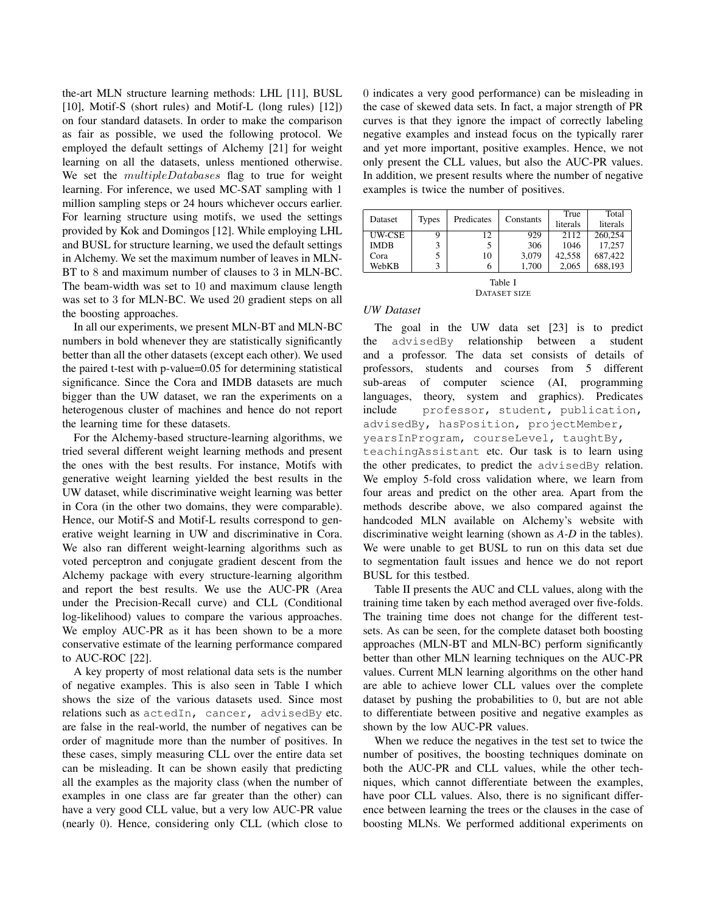the-art MLN structure learning methods: LHL [11], BUSL [10], Motif-S (short rules) and Motif-L (long rules) [12]) on four standard datasets. In order to make the comparison as fair as possible, we used the following protocol. We employed the default settings of Alchemy [21] for weight learning on all the datasets, unless mentioned otherwise. We set the $multipleDatabases$ flag to true for weight learning. For inference, we used MC-SAT sampling with 1 million sampling steps or 24 hours whichever occurs earlier. For learning structure using motifs, we used the settings provided by Kok and Domingos [12]. While employing LHL and BUSL for structure learning, we used the default settings in Alchemy. We set the maximum number of leaves in MLN-BT to 8 and maximum number of clauses to 3 in MLN-BC. The beam-width was set to 10 and maximum clause length was set to 3 for MLN-BC. We used 20 gradient steps on all the boosting approaches.

In all our experiments, we present MLN-BT and MLN-BC numbers in bold whenever they are statistically significantly better than all the other datasets (except each other). We used the paired t-test with p-value=0.05 for determining statistical significance. Since the Cora and IMDB datasets are much bigger than the UW dataset, we ran the experiments on a heterogenous cluster of machines and hence do not report the learning time for these datasets.

For the Alchemy-based structure-learning algorithms, we tried several different weight learning methods and present the ones with the best results. For instance, Motifs with generative weight learning yielded the best results in the UW dataset, while discriminative weight learning was better in Cora (in the other two domains, they were comparable). Hence, our Motif-S and Motif-L results correspond to generative weight learning in UW and discriminative in Cora. We also ran different weight-learning algorithms such as voted perceptron and conjugate gradient descent from the Alchemy package with every structure-learning algorithm and report the best results. We use the AUC-PR (Area under the Precision-Recall curve) and CLL (Conditional log-likelihood) values to compare the various approaches. We employ AUC-PR as it has been shown to be a more conservative estimate of the learning performance compared to AUC-ROC [22].

A key property of most relational data sets is the number of negative examples. This is also seen in Table I which shows the size of the various datasets used. Since most relations such as `actedIn, cancer, advisedBy` etc. are false in the real-world, the number of negatives can be order of magnitude more than the number of positives. In these cases, simply measuring CLL over the entire data set can be misleading. It can be shown easily that predicting all the examples as the majority class (when the number of examples in one class are far greater than the other) can have a very good CLL value, but a very low AUC-PR value (nearly 0). Hence, considering only CLL (which close to 0 indicates a very good performance) can be misleading in the case of skewed data sets. In fact, a major strength of PR curves is that they ignore the impact of correctly labeling negative examples and instead focus on the typically rarer and yet more important, positive examples. Hence, we not only present the CLL values, but also the AUC-PR values. In addition, we present results where the number of negative examples is twice the number of positives.

| Dataset | Types | Predicates | Constants | True literals | Total literals |
|---|---|---|---|---|---|
| UW-CSE | 9 | 12 | 929 | 2112 | 260,254 |
| IMDB | 3 | 5 | 306 | 1046 | 17,257 |
| Cora | 5 | 10 | 3,079 | 42,558 | 687,422 |
| WebKB | 3 | 6 | 1,700 | 2,065 | 688,193 |

Table I
DATASET SIZE

### *UW Dataset*

The goal in the UW data set [23] is to predict the `advisedBy` relationship between a student and a professor. The data set consists of details of professors, students and courses from 5 different sub-areas of computer science (AI, programming languages, theory, system and graphics). Predicates include `professor, student, publication, advisedBy, hasPosition, projectMember, yearsInProgram, courseLevel, taughtBy, teachingAssistant` etc. Our task is to learn using the other predicates, to predict the `advisedBy` relation. We employ 5-fold cross validation where, we learn from four areas and predict on the other area. Apart from the methods describe above, we also compared against the handcoded MLN available on Alchemy's website with discriminative weight learning (shown as *A-D* in the tables). We were unable to get BUSL to run on this data set due to segmentation fault issues and hence we do not report BUSL for this testbed.

Table II presents the AUC and CLL values, along with the training time taken by each method averaged over five-folds. The training time does not change for the different test-sets. As can be seen, for the complete dataset both boosting approaches (MLN-BT and MLN-BC) perform significantly better than other MLN learning techniques on the AUC-PR values. Current MLN learning algorithms on the other hand are able to achieve lower CLL values over the complete dataset by pushing the probabilities to 0, but are not able to differentiate between positive and negative examples as shown by the low AUC-PR values.

When we reduce the negatives in the test set to twice the number of positives, the boosting techniques dominate on both the AUC-PR and CLL values, while the other techniques, which cannot differentiate between the examples, have poor CLL values. Also, there is no significant difference between learning the trees or the clauses in the case of boosting MLNs. We performed additional experiments on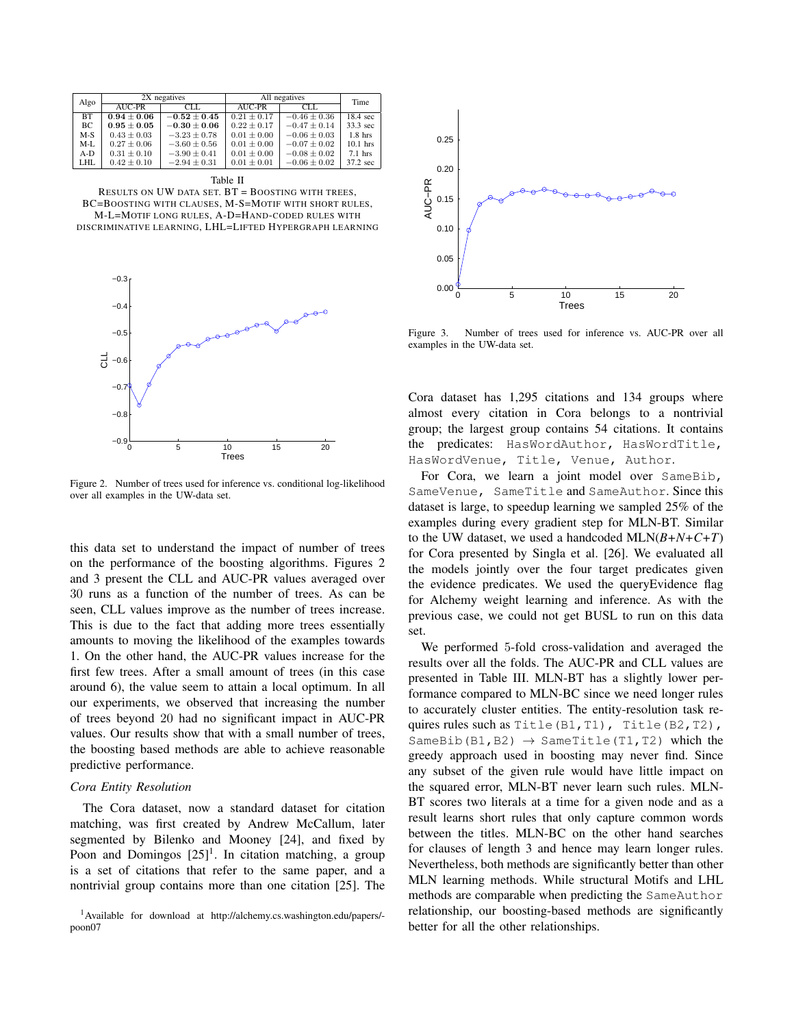| Algo | 2X negatives | | All negatives | | Time |
|---|---|---|---|---|---|
| | AUC-PR | CLL | AUC-PR | CLL | |
| BT | $\mathbf{0.94 \pm 0.06}$ | $\mathbf{-0.52 \pm 0.45}$ | $0.21 \pm 0.17$ | $-0.46 \pm 0.36$ | 18.4 sec |
| BC | $\mathbf{0.95 \pm 0.05}$ | $\mathbf{-0.30 \pm 0.06}$ | $0.22 \pm 0.17$ | $-0.47 \pm 0.14$ | 33.3 sec |
| M-S | $0.43 \pm 0.03$ | $-3.23 \pm 0.78$ | $0.01 \pm 0.00$ | $-0.06 \pm 0.03$ | 1.8 hrs |
| M-L | $0.27 \pm 0.06$ | $-3.60 \pm 0.56$ | $0.01 \pm 0.00$ | $-0.07 \pm 0.02$ | 10.1 hrs |
| A-D | $0.31 \pm 0.10$ | $-3.90 \pm 0.41$ | $0.01 \pm 0.00$ | $-0.08 \pm 0.02$ | 7.1 hrs |
| LHL | $0.42 \pm 0.10$ | $-2.94 \pm 0.31$ | $0.01 \pm 0.01$ | $-0.06 \pm 0.02$ | 37.2 sec |

Table II
RESULTS ON UW DATA SET. BT = BOOSTING WITH TREES, BC=BOOSTING WITH CLAUSES, M-S=MOTIF WITH SHORT RULES, M-L=MOTIF LONG RULES, A-D=HAND-CODED RULES WITH DISCRIMINATIVE LEARNING, LHL=LIFTED HYPERGRAPH LEARNING

Figure 2. Number of trees used for inference vs. conditional log-likelihood over all examples in the UW-data set.

this data set to understand the impact of number of trees on the performance of the boosting algorithms. Figures 2 and 3 present the CLL and AUC-PR values averaged over 30 runs as a function of the number of trees. As can be seen, CLL values improve as the number of trees increase. This is due to the fact that adding more trees essentially amounts to moving the likelihood of the examples towards 1. On the other hand, the AUC-PR values increase for the first few trees. After a small amount of trees (in this case around 6), the value seem to attain a local optimum. In all our experiments, we observed that increasing the number of trees beyond 20 had no significant impact in AUC-PR values. Our results show that with a small number of trees, the boosting based methods are able to achieve reasonable predictive performance.

### *Cora Entity Resolution*

The Cora dataset, now a standard dataset for citation matching, was first created by Andrew McCallum, later segmented by Bilenko and Mooney [24], and fixed by Poon and Domingos [25][1]. In citation matching, a group is a set of citations that refer to the same paper, and a nontrivial group contains more than one citation [25]. The

[1] Available for download at http://alchemy.cs.washington.edu/papers/-poon07

Figure 3. Number of trees used for inference vs. AUC-PR over all examples in the UW-data set.

Cora dataset has 1,295 citations and 134 groups where almost every citation in Cora belongs to a nontrivial group; the largest group contains 54 citations. It contains the predicates: `HasWordAuthor`, `HasWordTitle`, `HasWordVenue`, `Title`, `Venue`, `Author`.

For Cora, we learn a joint model over `SameBib`, `SameVenue`, `SameTitle` and `SameAuthor`. Since this dataset is large, to speedup learning we sampled 25% of the examples during every gradient step for MLN-BT. Similar to the UW dataset, we used a handcoded MLN(*B+N+C+T*) for Cora presented by Singla et al. [26]. We evaluated all the models jointly over the four target predicates given the evidence predicates. We used the queryEvidence flag for Alchemy weight learning and inference. As with the previous case, we could not get BUSL to run on this data set.

We performed 5-fold cross-validation and averaged the results over all the folds. The AUC-PR and CLL values are presented in Table III. MLN-BT has a slightly lower performance compared to MLN-BC since we need longer rules to accurately cluster entities. The entity-resolution task requires rules such as `Title(B1,T1), Title(B2,T2), SameBib(B1,B2)` $\rightarrow$ `SameTitle(T1,T2)` which the greedy approach used in boosting may never find. Since any subset of the given rule would have little impact on the squared error, MLN-BT never learn such rules. MLN-BT scores two literals at a time for a given node and as a result learns short rules that only capture common words between the titles. MLN-BC on the other hand searches for clauses of length 3 and hence may learn longer rules. Nevertheless, both methods are significantly better than other MLN learning methods. While structural Motifs and LHL methods are comparable when predicting the `SameAuthor` relationship, our boosting-based methods are significantly better for all the other relationships.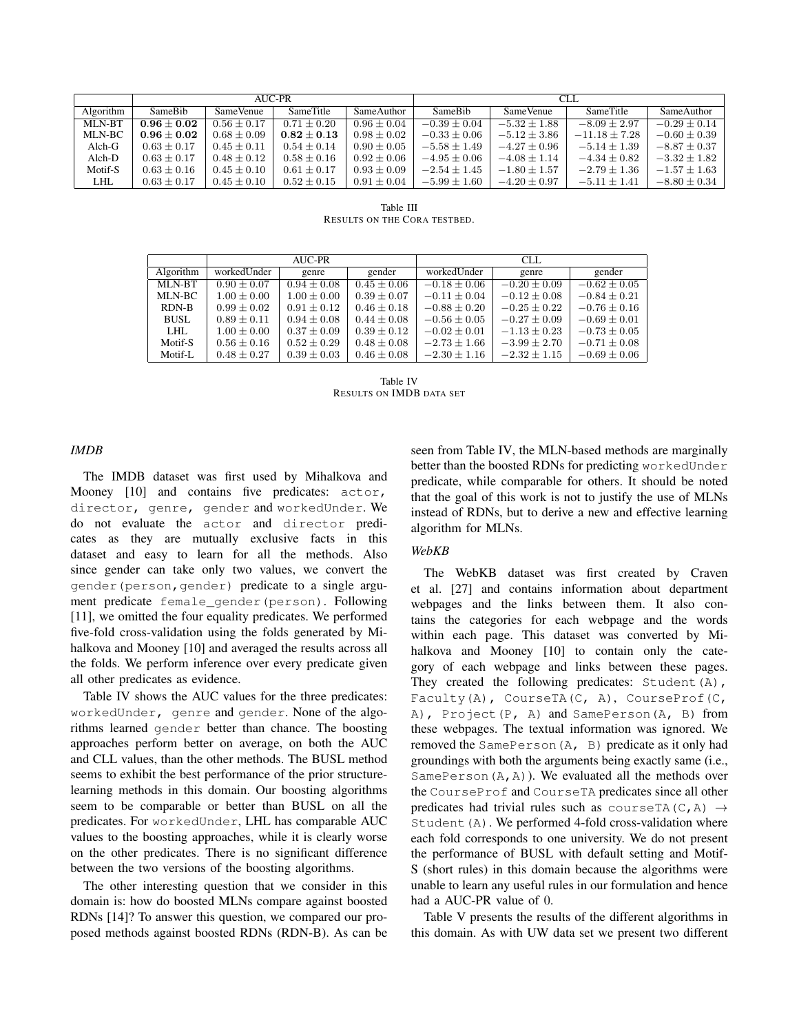| | AUC-PR | | | | CLL | | | |
|---|---|---|---|---|---|---|---|---|
| Algorithm | SameBib | SameVenue | SameTitle | SameAuthor | SameBib | SameVenue | SameTitle | SameAuthor |
| MLN-BT | $\mathbf{0.96 \pm 0.02}$ | $0.56 \pm 0.17$ | $0.71 \pm 0.20$ | $0.96 \pm 0.04$ | $-0.39 \pm 0.04$ | $-5.32 \pm 1.88$ | $-8.09 \pm 2.97$ | $-0.29 \pm 0.14$ |
| MLN-BC | $\mathbf{0.96 \pm 0.02}$ | $0.68 \pm 0.09$ | $\mathbf{0.82 \pm 0.13}$ | $0.98 \pm 0.02$ | $-0.33 \pm 0.06$ | $-5.12 \pm 3.86$ | $-11.18 \pm 7.28$ | $-0.60 \pm 0.39$ |
| Alch-G | $0.63 \pm 0.17$ | $0.45 \pm 0.11$ | $0.54 \pm 0.14$ | $0.90 \pm 0.05$ | $-5.58 \pm 1.49$ | $-4.27 \pm 0.96$ | $-5.14 \pm 1.39$ | $-8.87 \pm 0.37$ |
| Alch-D | $0.63 \pm 0.17$ | $0.48 \pm 0.12$ | $0.58 \pm 0.16$ | $0.92 \pm 0.06$ | $-4.95 \pm 0.06$ | $-4.08 \pm 1.14$ | $-4.34 \pm 0.82$ | $-3.32 \pm 1.82$ |
| Motif-S | $0.63 \pm 0.16$ | $0.45 \pm 0.10$ | $0.61 \pm 0.17$ | $0.93 \pm 0.09$ | $-2.54 \pm 1.45$ | $-1.80 \pm 1.57$ | $-2.79 \pm 1.36$ | $-1.57 \pm 1.63$ |
| LHL | $0.63 \pm 0.17$ | $0.45 \pm 0.10$ | $0.52 \pm 0.15$ | $0.91 \pm 0.04$ | $-5.99 \pm 1.60$ | $-4.20 \pm 0.97$ | $-5.11 \pm 1.41$ | $-8.80 \pm 0.34$ |

Table III
RESULTS ON THE CORA TESTBED.

| | AUC-PR | | | CLL | | |
|---|---|---|---|---|---|---|
| Algorithm | workedUnder | genre | gender | workedUnder | genre | gender |
| MLN-BT | $0.90 \pm 0.07$ | $0.94 \pm 0.08$ | $0.45 \pm 0.06$ | $-0.18 \pm 0.06$ | $-0.20 \pm 0.09$ | $-0.62 \pm 0.05$ |
| MLN-BC | $1.00 \pm 0.00$ | $1.00 \pm 0.00$ | $0.39 \pm 0.07$ | $-0.11 \pm 0.04$ | $-0.12 \pm 0.08$ | $-0.84 \pm 0.21$ |
| RDN-B | $0.99 \pm 0.02$ | $0.91 \pm 0.12$ | $0.46 \pm 0.18$ | $-0.88 \pm 0.20$ | $-0.25 \pm 0.22$ | $-0.76 \pm 0.16$ |
| BUSL | $0.89 \pm 0.11$ | $0.94 \pm 0.08$ | $0.44 \pm 0.08$ | $-0.56 \pm 0.05$ | $-0.27 \pm 0.09$ | $-0.69 \pm 0.01$ |
| LHL | $1.00 \pm 0.00$ | $0.37 \pm 0.09$ | $0.39 \pm 0.12$ | $-0.02 \pm 0.01$ | $-1.13 \pm 0.23$ | $-0.73 \pm 0.05$ |
| Motif-S | $0.56 \pm 0.16$ | $0.52 \pm 0.29$ | $0.48 \pm 0.08$ | $-2.73 \pm 1.66$ | $-3.99 \pm 2.70$ | $-0.71 \pm 0.08$ |
| Motif-L | $0.48 \pm 0.27$ | $0.39 \pm 0.03$ | $0.46 \pm 0.08$ | $-2.30 \pm 1.16$ | $-2.32 \pm 1.15$ | $-0.69 \pm 0.06$ |

Table IV
RESULTS ON IMDB DATA SET

### *IMDB*

The IMDB dataset was first used by Mihalkova and Mooney [10] and contains five predicates: `actor`, `director`, `genre`, `gender` and `workedUnder`. We do not evaluate the `actor` and `director` predicates as they are mutually exclusive facts in this dataset and easy to learn for all the methods. Also since gender can take only two values, we convert the `gender(person,gender)` predicate to a single argument predicate `female_gender(person)`. Following [11], we omitted the four equality predicates. We performed five-fold cross-validation using the folds generated by Mihalkova and Mooney [10] and averaged the results across all the folds. We perform inference over every predicate given all other predicates as evidence.

Table IV shows the AUC values for the three predicates: `workedUnder`, `genre` and `gender`. None of the algorithms learned `gender` better than chance. The boosting approaches perform better on average, on both the AUC and CLL values, than the other methods. The BUSL method seems to exhibit the best performance of the prior structure-learning methods in this domain. Our boosting algorithms seem to be comparable or better than BUSL on all the predicates. For `workedUnder`, LHL has comparable AUC values to the boosting approaches, while it is clearly worse on the other predicates. There is no significant difference between the two versions of the boosting algorithms.

The other interesting question that we consider in this domain is: how do boosted MLNs compare against boosted RDNs [14]? To answer this question, we compared our proposed methods against boosted RDNs (RDN-B). As can be seen from Table IV, the MLN-based methods are marginally better than the boosted RDNs for predicting `workedUnder` predicate, while comparable for others. It should be noted that the goal of this work is not to justify the use of MLNs instead of RDNs, but to derive a new and effective learning algorithm for MLNs.

### *WebKB*

The WebKB dataset was first created by Craven et al. [27] and contains information about department webpages and the links between them. It also contains the categories for each webpage and the words within each page. This dataset was converted by Mihalkova and Mooney [10] to contain only the category of each webpage and links between these pages. They created the following predicates: `Student(A)`, `Faculty(A)`, `CourseTA(C, A)`, `CourseProf(C, A)`, `Project(P, A)` and `SamePerson(A, B)` from these webpages. The textual information was ignored. We removed the `SamePerson(A, B)` predicate as it only had groundings with both the arguments being exactly same (i.e., `SamePerson(A,A)`). We evaluated all the methods over the `CourseProf` and `CourseTA` predicates since all other predicates had trivial rules such as `courseTA(C,A)` $\rightarrow$ `Student(A)`. We performed 4-fold cross-validation where each fold corresponds to one university. We do not present the performance of BUSL with default setting and Motif-S (short rules) in this domain because the algorithms were unable to learn any useful rules in our formulation and hence had a AUC-PR value of 0.

Table V presents the results of the different algorithms in this domain. As with UW data set we present two different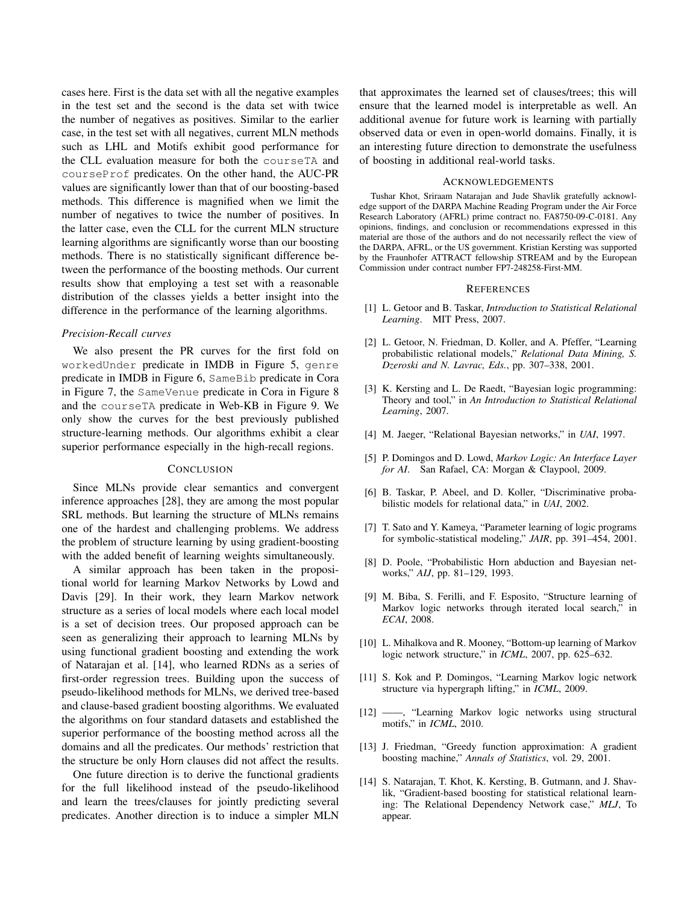cases here. First is the data set with all the negative examples in the test set and the second is the data set with twice the number of negatives as positives. Similar to the earlier case, in the test set with all negatives, current MLN methods such as LHL and Motifs exhibit good performance for the CLL evaluation measure for both the `courseTA` and `courseProf` predicates. On the other hand, the AUC-PR values are significantly lower than that of our boosting-based methods. This difference is magnified when we limit the number of negatives to twice the number of positives. In the latter case, even the CLL for the current MLN structure learning algorithms are significantly worse than our boosting methods. There is no statistically significant difference between the performance of the boosting methods. Our current results show that employing a test set with a reasonable distribution of the classes yields a better insight into the difference in the performance of the learning algorithms.

### *Precision-Recall curves*

We also present the PR curves for the first fold on `workedUnder` predicate in IMDB in Figure 5, `genre` predicate in IMDB in Figure 6, `SameBib` predicate in Cora in Figure 7, the `SameVenue` predicate in Cora in Figure 8 and the `courseTA` predicate in Web-KB in Figure 9. We only show the curves for the best previously published structure-learning methods. Our algorithms exhibit a clear superior performance especially in the high-recall regions.

## Conclusion

Since MLNs provide clear semantics and convergent inference approaches [28], they are among the most popular SRL methods. But learning the structure of MLNs remains one of the hardest and challenging problems. We address the problem of structure learning by using gradient-boosting with the added benefit of learning weights simultaneously.

A similar approach has been taken in the propositional world for learning Markov Networks by Lowd and Davis [29]. In their work, they learn Markov network structure as a series of local models where each local model is a set of decision trees. Our proposed approach can be seen as generalizing their approach to learning MLNs by using functional gradient boosting and extending the work of Natarajan et al. [14], who learned RDNs as a series of first-order regression trees. Building upon the success of pseudo-likelihood methods for MLNs, we derived tree-based and clause-based gradient boosting algorithms. We evaluated the algorithms on four standard datasets and established the superior performance of the boosting method across all the domains and all the predicates. Our methods' restriction that the structure be only Horn clauses did not affect the results.

One future direction is to derive the functional gradients for the full likelihood instead of the pseudo-likelihood and learn the trees/clauses for jointly predicting several predicates. Another direction is to induce a simpler MLN that approximates the learned set of clauses/trees; this will ensure that the learned model is interpretable as well. An additional avenue for future work is learning with partially observed data or even in open-world domains. Finally, it is an interesting future direction to demonstrate the usefulness of boosting in additional real-world tasks.

## Acknowledgements

Tushar Khot, Sriraam Natarajan and Jude Shavlik gratefully acknowledge support of the DARPA Machine Reading Program under the Air Force Research Laboratory (AFRL) prime contract no. FA8750-09-C-0181. Any opinions, findings, and conclusion or recommendations expressed in this material are those of the authors and do not necessarily reflect the view of the DARPA, AFRL, or the US government. Kristian Kersting was supported by the Fraunhofer ATTRACT fellowship STREAM and by the European Commission under contract number FP7-248258-First-MM.

## References

[1] L. Getoor and B. Taskar, *Introduction to Statistical Relational Learning*. MIT Press, 2007.

[2] L. Getoor, N. Friedman, D. Koller, and A. Pfeffer, "Learning probabilistic relational models," *Relational Data Mining, S. Dzeroski and N. Lavrac, Eds.*, pp. 307–338, 2001.

[3] K. Kersting and L. De Raedt, "Bayesian logic programming: Theory and tool," in *An Introduction to Statistical Relational Learning*, 2007.

[4] M. Jaeger, "Relational Bayesian networks," in *UAI*, 1997.

[5] P. Domingos and D. Lowd, *Markov Logic: An Interface Layer for AI*. San Rafael, CA: Morgan & Claypool, 2009.

[6] B. Taskar, P. Abeel, and D. Koller, "Discriminative probabilistic models for relational data," in *UAI*, 2002.

[7] T. Sato and Y. Kameya, "Parameter learning of logic programs for symbolic-statistical modeling," *JAIR*, pp. 391–454, 2001.

[8] D. Poole, "Probabilistic Horn abduction and Bayesian networks," *AIJ*, pp. 81–129, 1993.

[9] M. Biba, S. Ferilli, and F. Esposito, "Structure learning of Markov logic networks through iterated local search," in *ECAI*, 2008.

[10] L. Mihalkova and R. Mooney, "Bottom-up learning of Markov logic network structure," in *ICML*, 2007, pp. 625–632.

[11] S. Kok and P. Domingos, "Learning Markov logic network structure via hypergraph lifting," in *ICML*, 2009.

[12] ——, "Learning Markov logic networks using structural motifs," in *ICML*, 2010.

[13] J. Friedman, "Greedy function approximation: A gradient boosting machine," *Annals of Statistics*, vol. 29, 2001.

[14] S. Natarajan, T. Khot, K. Kersting, B. Gutmann, and J. Shavlik, "Gradient-based boosting for statistical relational learning: The Relational Dependency Network case," *MLJ*, To appear.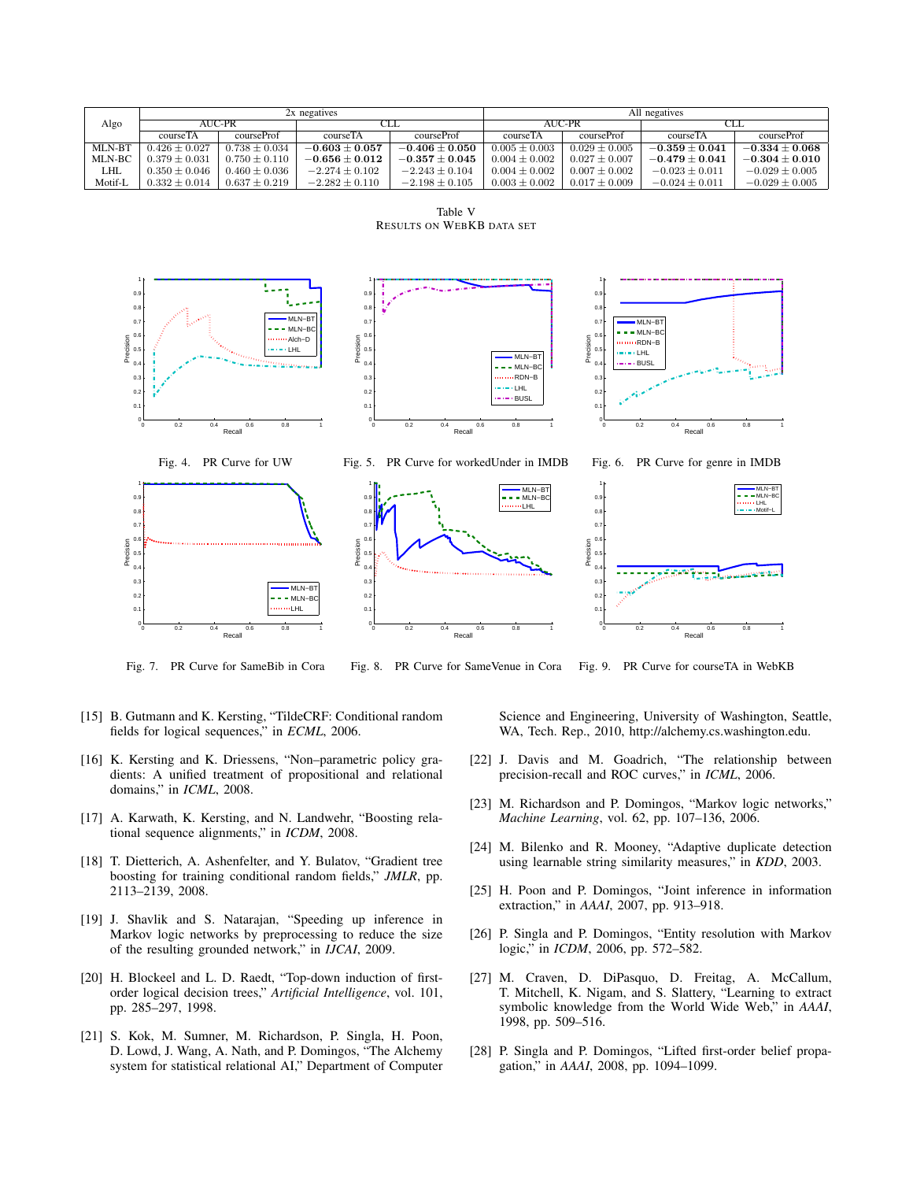| Algo | 2x negatives | | | | All negatives | | | |
|---|---|---|---|---|---|---|---|---|
| | AUC-PR | | CLL | | AUC-PR | | CLL | |
| | courseTA | courseProf | courseTA | courseProf | courseTA | courseProf | courseTA | courseProf |
| MLN-BT | $0.426 \pm 0.027$ | $0.738 \pm 0.034$ | $\mathbf{-0.603 \pm 0.057}$ | $\mathbf{-0.406 \pm 0.050}$ | $0.005 \pm 0.003$ | $0.029 \pm 0.005$ | $\mathbf{-0.359 \pm 0.041}$ | $\mathbf{-0.334 \pm 0.068}$ |
| MLN-BC | $0.379 \pm 0.031$ | $0.750 \pm 0.110$ | $\mathbf{-0.656 \pm 0.012}$ | $\mathbf{-0.357 \pm 0.045}$ | $0.004 \pm 0.002$ | $0.027 \pm 0.007$ | $\mathbf{-0.479 \pm 0.041}$ | $\mathbf{-0.304 \pm 0.010}$ |
| LHL | $0.350 \pm 0.046$ | $0.460 \pm 0.036$ | $-2.274 \pm 0.102$ | $-2.243 \pm 0.104$ | $0.004 \pm 0.002$ | $0.007 \pm 0.002$ | $-0.023 \pm 0.011$ | $-0.029 \pm 0.005$ |
| Motif-L | $0.332 \pm 0.014$ | $0.637 \pm 0.219$ | $-2.282 \pm 0.110$ | $-2.198 \pm 0.105$ | $0.003 \pm 0.002$ | $0.017 \pm 0.009$ | $-0.024 \pm 0.011$ | $-0.029 \pm 0.005$ |

Table V
RESULTS ON WEBKB DATA SET

Fig. 4. PR Curve for UW

Fig. 5. PR Curve for workedUnder in IMDB

Fig. 6. PR Curve for genre in IMDB

Fig. 7. PR Curve for SameBib in Cora

Fig. 8. PR Curve for SameVenue in Cora

Fig. 9. PR Curve for courseTA in WebKB

[15] B. Gutmann and K. Kersting, "TildeCRF: Conditional random fields for logical sequences," in *ECML*, 2006.

[16] K. Kersting and K. Driessens, "Non–parametric policy gradients: A unified treatment of propositional and relational domains," in *ICML*, 2008.

[17] A. Karwath, K. Kersting, and N. Landwehr, "Boosting relational sequence alignments," in *ICDM*, 2008.

[18] T. Dietterich, A. Ashenfelter, and Y. Bulatov, "Gradient tree boosting for training conditional random fields," *JMLR*, pp. 2113–2139, 2008.

[19] J. Shavlik and S. Natarajan, "Speeding up inference in Markov logic networks by preprocessing to reduce the size of the resulting grounded network," in *IJCAI*, 2009.

[20] H. Blockeel and L. D. Raedt, "Top-down induction of first-order logical decision trees," *Artificial Intelligence*, vol. 101, pp. 285–297, 1998.

[21] S. Kok, M. Sumner, M. Richardson, P. Singla, H. Poon, D. Lowd, J. Wang, A. Nath, and P. Domingos, "The Alchemy system for statistical relational AI," Department of Computer Science and Engineering, University of Washington, Seattle, WA, Tech. Rep., 2010, http://alchemy.cs.washington.edu.

[22] J. Davis and M. Goadrich, "The relationship between precision-recall and ROC curves," in *ICML*, 2006.

[23] M. Richardson and P. Domingos, "Markov logic networks," *Machine Learning*, vol. 62, pp. 107–136, 2006.

[24] M. Bilenko and R. Mooney, "Adaptive duplicate detection using learnable string similarity measures," in *KDD*, 2003.

[25] H. Poon and P. Domingos, "Joint inference in information extraction," in *AAAI*, 2007, pp. 913–918.

[26] P. Singla and P. Domingos, "Entity resolution with Markov logic," in *ICDM*, 2006, pp. 572–582.

[27] M. Craven, D. DiPasquo, D. Freitag, A. McCallum, T. Mitchell, K. Nigam, and S. Slattery, "Learning to extract symbolic knowledge from the World Wide Web," in *AAAI*, 1998, pp. 509–516.

[28] P. Singla and P. Domingos, "Lifted first-order belief propagation," in *AAAI*, 2008, pp. 1094–1099.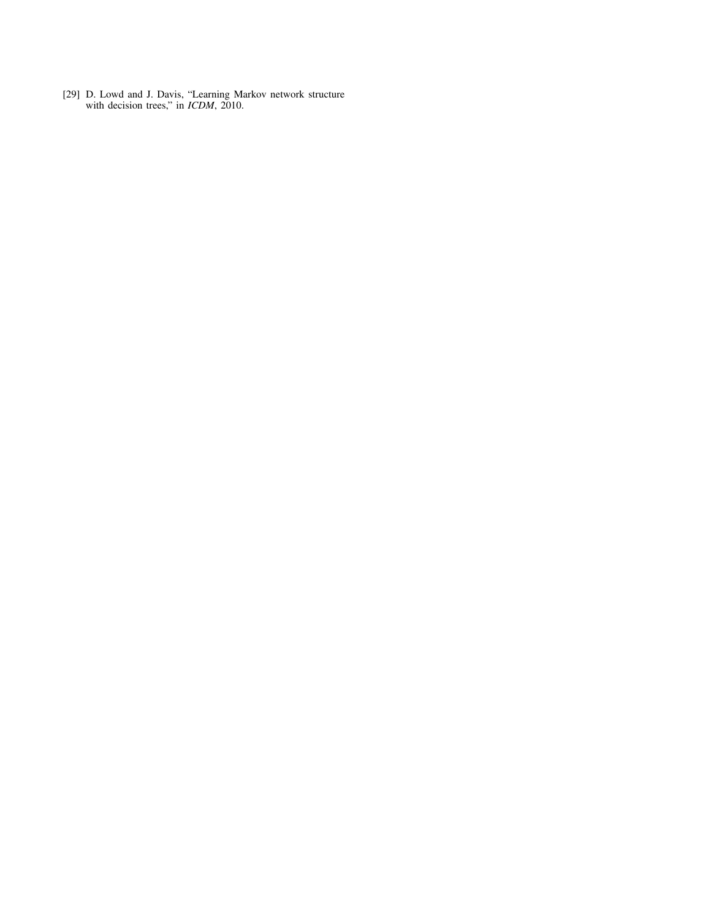[29] D. Lowd and J. Davis, "Learning Markov network structure with decision trees," in *ICDM*, 2010.